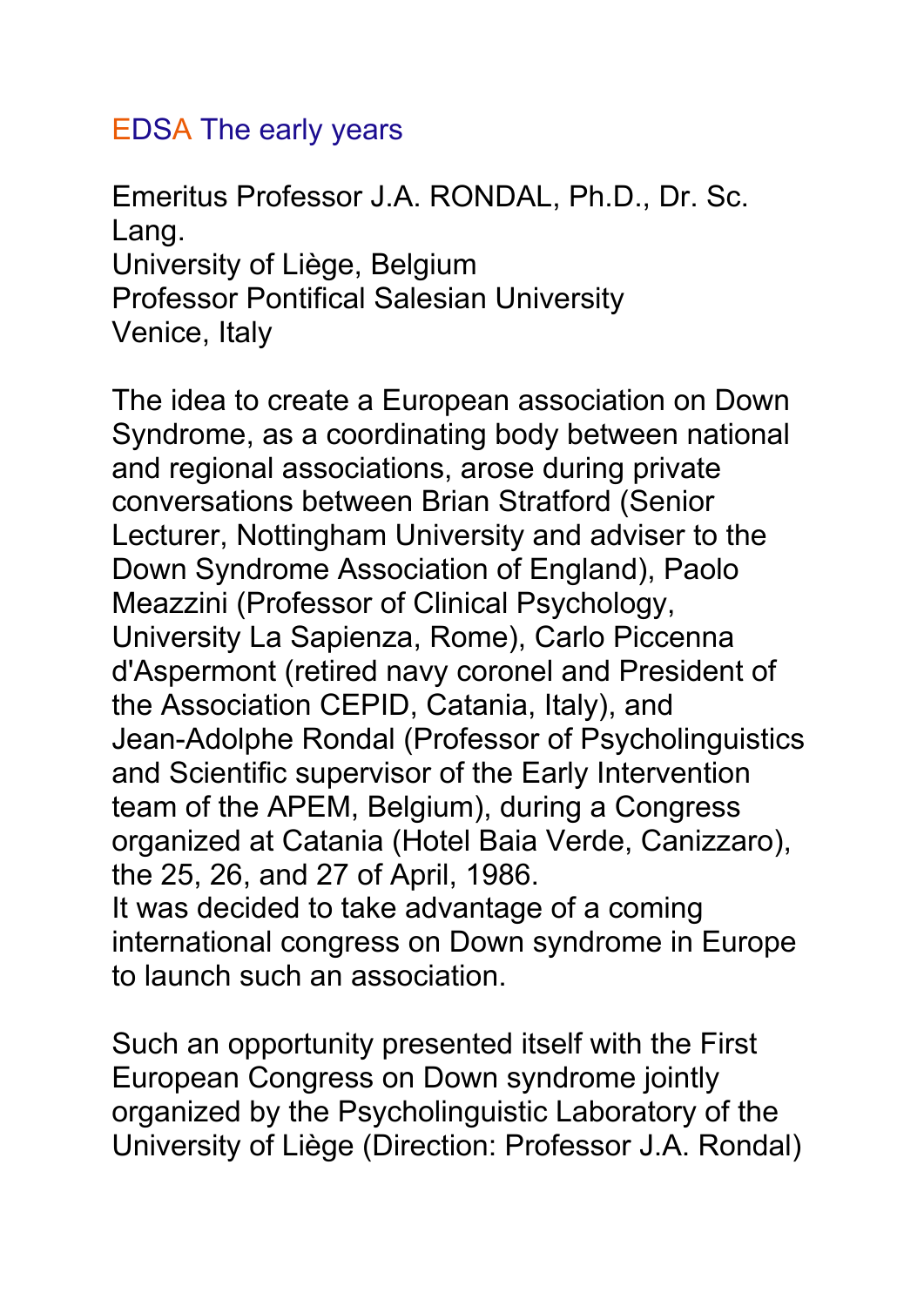# EDSA The early years

Emeritus Professor J.A. RONDAL, Ph.D., Dr. Sc. Lang.
University of Liège, Belgium
Professor Pontifical Salesian University
Venice, Italy

The idea to create a European association on Down Syndrome, as a coordinating body between national and regional associations, arose during private conversations between Brian Stratford (Senior Lecturer, Nottingham University and adviser to the Down Syndrome Association of England), Paolo Meazzini (Professor of Clinical Psychology, University La Sapienza, Rome), Carlo Piccenna d'Aspermont (retired navy coronel and President of the Association CEPID, Catania, Italy), and Jean-Adolphe Rondal (Professor of Psycholinguistics and Scientific supervisor of the Early Intervention team of the APEM, Belgium), during a Congress organized at Catania (Hotel Baia Verde, Canizzaro), the 25, 26, and 27 of April, 1986.
It was decided to take advantage of a coming international congress on Down syndrome in Europe to launch such an association.

Such an opportunity presented itself with the First European Congress on Down syndrome jointly organized by the Psycholinguistic Laboratory of the University of Liège (Direction: Professor J.A. Rondal)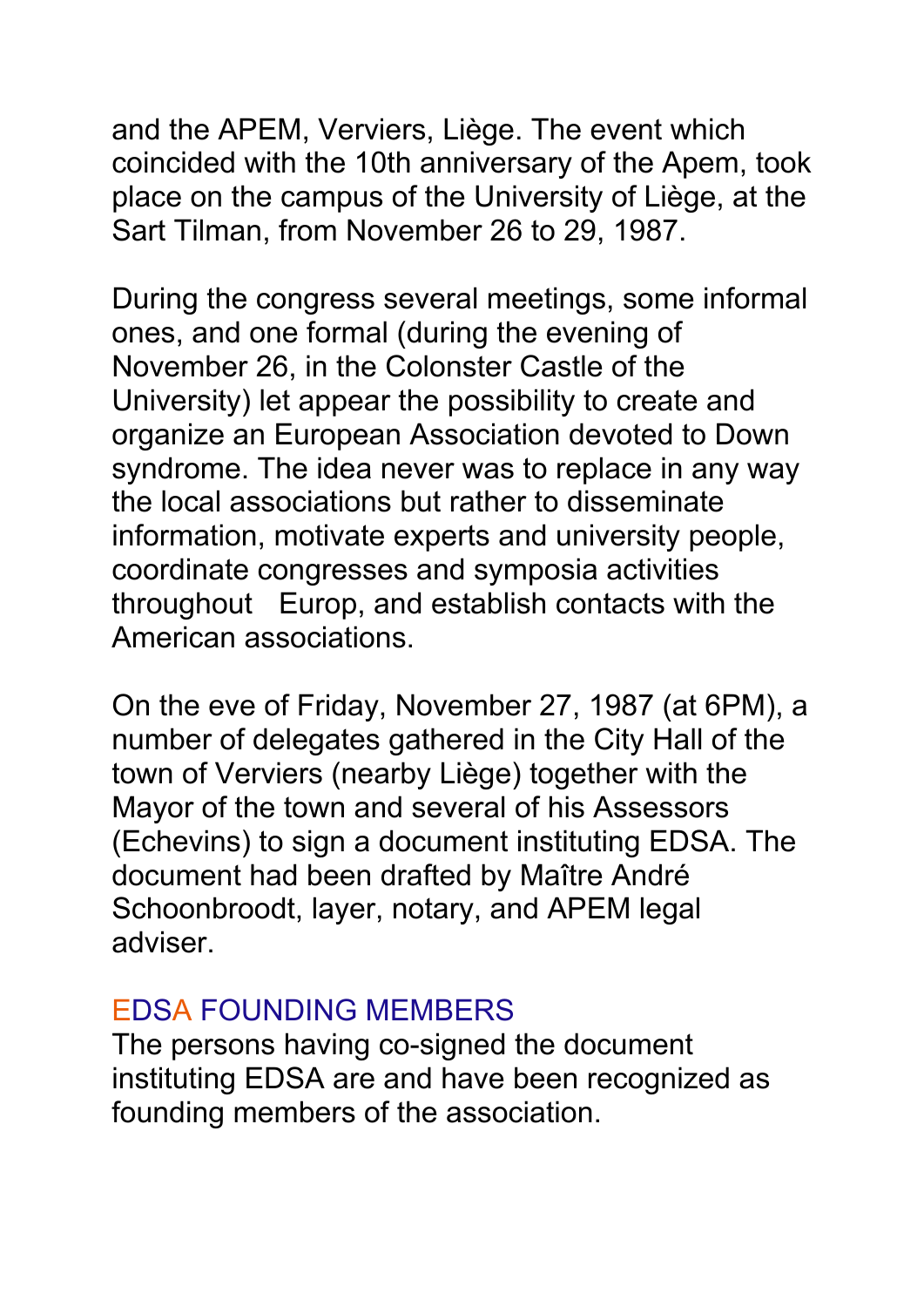and the APEM, Verviers, Liège. The event which coincided with the 10th anniversary of the Apem, took place on the campus of the University of Liège, at the Sart Tilman, from November 26 to 29, 1987.

During the congress several meetings, some informal ones, and one formal (during the evening of November 26, in the Colonster Castle of the University) let appear the possibility to create and organize an European Association devoted to Down syndrome. The idea never was to replace in any way the local associations but rather to disseminate information, motivate experts and university people, coordinate congresses and symposia activities throughout Europ, and establish contacts with the American associations.

On the eve of Friday, November 27, 1987 (at 6PM), a number of delegates gathered in the City Hall of the town of Verviers (nearby Liège) together with the Mayor of the town and several of his Assessors (Echevins) to sign a document instituting EDSA. The document had been drafted by Maître André Schoonbroodt, layer, notary, and APEM legal adviser.

## EDSA FOUNDING MEMBERS

The persons having co-signed the document instituting EDSA are and have been recognized as founding members of the association.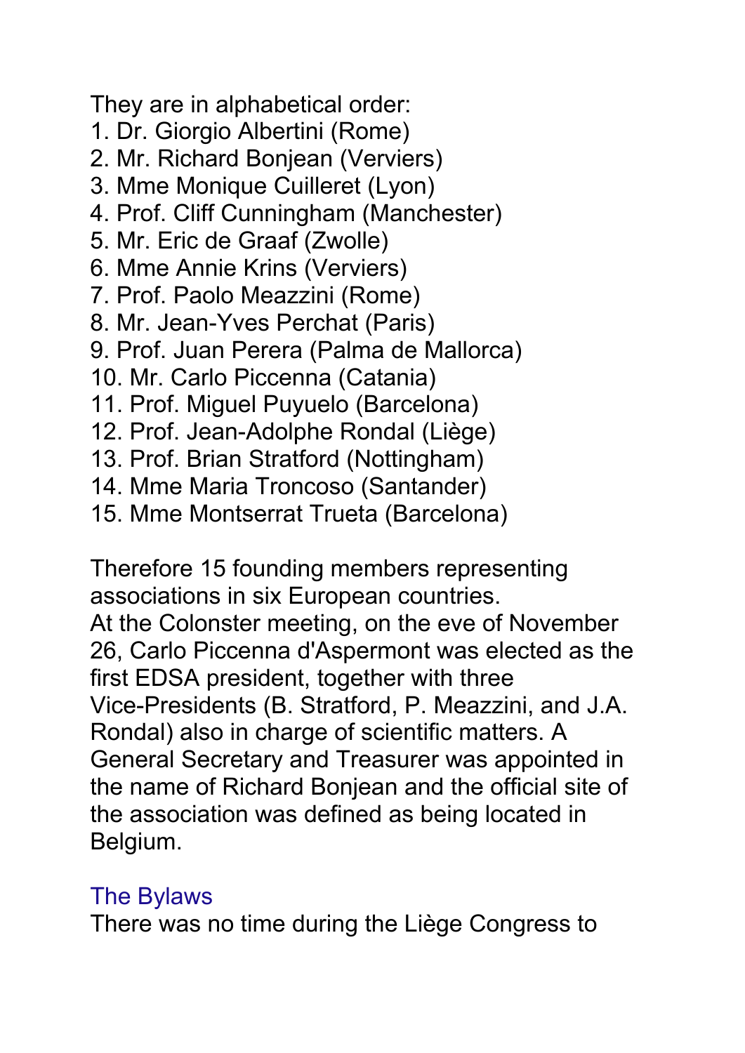They are in alphabetical order:

1. Dr. Giorgio Albertini (Rome)
2. Mr. Richard Bonjean (Verviers)
3. Mme Monique Cuilleret (Lyon)
4. Prof. Cliff Cunningham (Manchester)
5. Mr. Eric de Graaf (Zwolle)
6. Mme Annie Krins (Verviers)
7. Prof. Paolo Meazzini (Rome)
8. Mr. Jean-Yves Perchat (Paris)
9. Prof. Juan Perera (Palma de Mallorca)
10. Mr. Carlo Piccenna (Catania)
11. Prof. Miguel Puyuelo (Barcelona)
12. Prof. Jean-Adolphe Rondal (Liège)
13. Prof. Brian Stratford (Nottingham)
14. Mme Maria Troncoso (Santander)
15. Mme Montserrat Trueta (Barcelona)

Therefore 15 founding members representing associations in six European countries.
At the Colonster meeting, on the eve of November 26, Carlo Piccenna d'Aspermont was elected as the first EDSA president, together with three Vice-Presidents (B. Stratford, P. Meazzini, and J.A. Rondal) also in charge of scientific matters. A General Secretary and Treasurer was appointed in the name of Richard Bonjean and the official site of the association was defined as being located in Belgium.

## The Bylaws

There was no time during the Liège Congress to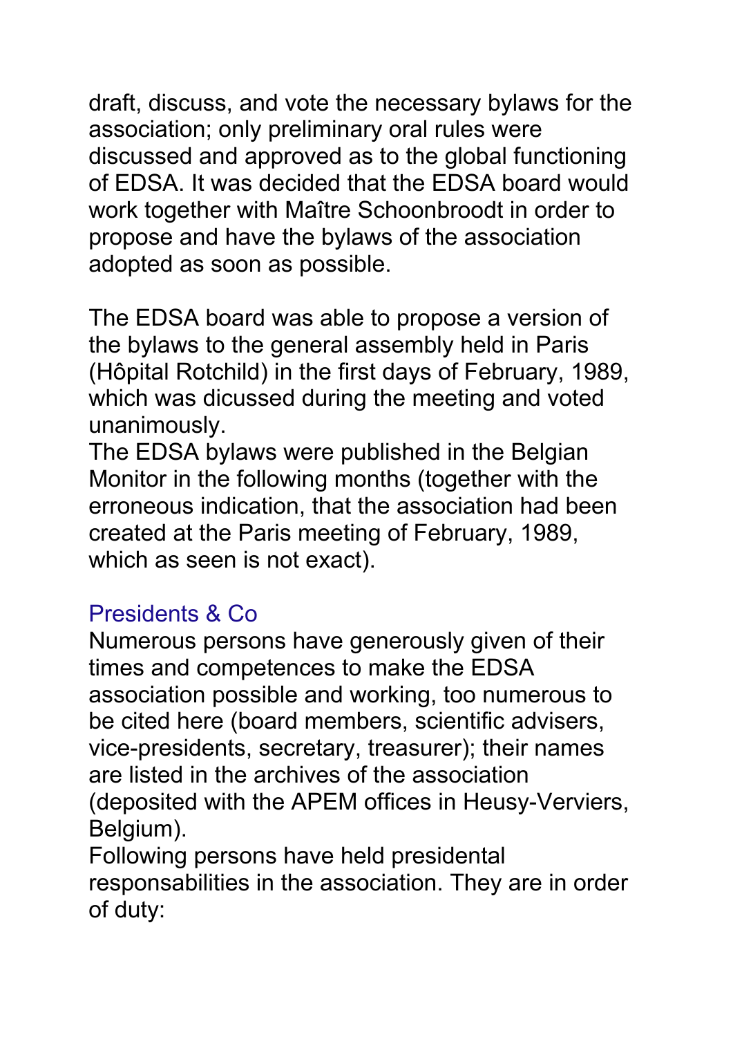draft, discuss, and vote the necessary bylaws for the association; only preliminary oral rules were discussed and approved as to the global functioning of EDSA. It was decided that the EDSA board would work together with Maître Schoonbroodt in order to propose and have the bylaws of the association adopted as soon as possible.

The EDSA board was able to propose a version of the bylaws to the general assembly held in Paris (Hôpital Rotchild) in the first days of February, 1989, which was dicussed during the meeting and voted unanimously.
The EDSA bylaws were published in the Belgian Monitor in the following months (together with the erroneous indication, that the association had been created at the Paris meeting of February, 1989, which as seen is not exact).

## Presidents & Co

Numerous persons have generously given of their times and competences to make the EDSA association possible and working, too numerous to be cited here (board members, scientific advisers, vice-presidents, secretary, treasurer); their names are listed in the archives of the association (deposited with the APEM offices in Heusy-Verviers, Belgium).
Following persons have held presidental responsabilities in the association. They are in order of duty: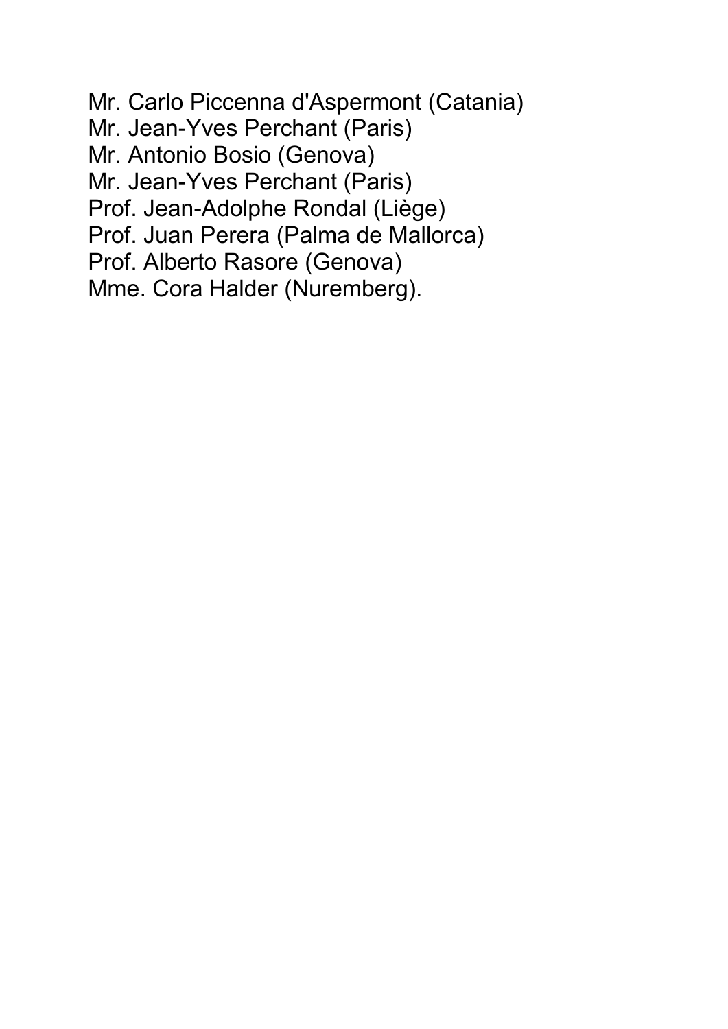Mr. Carlo Piccenna d'Aspermont (Catania)
Mr. Jean-Yves Perchant (Paris)
Mr. Antonio Bosio (Genova)
Mr. Jean-Yves Perchant (Paris)
Prof. Jean-Adolphe Rondal (Liège)
Prof. Juan Perera (Palma de Mallorca)
Prof. Alberto Rasore (Genova)
Mme. Cora Halder (Nuremberg).